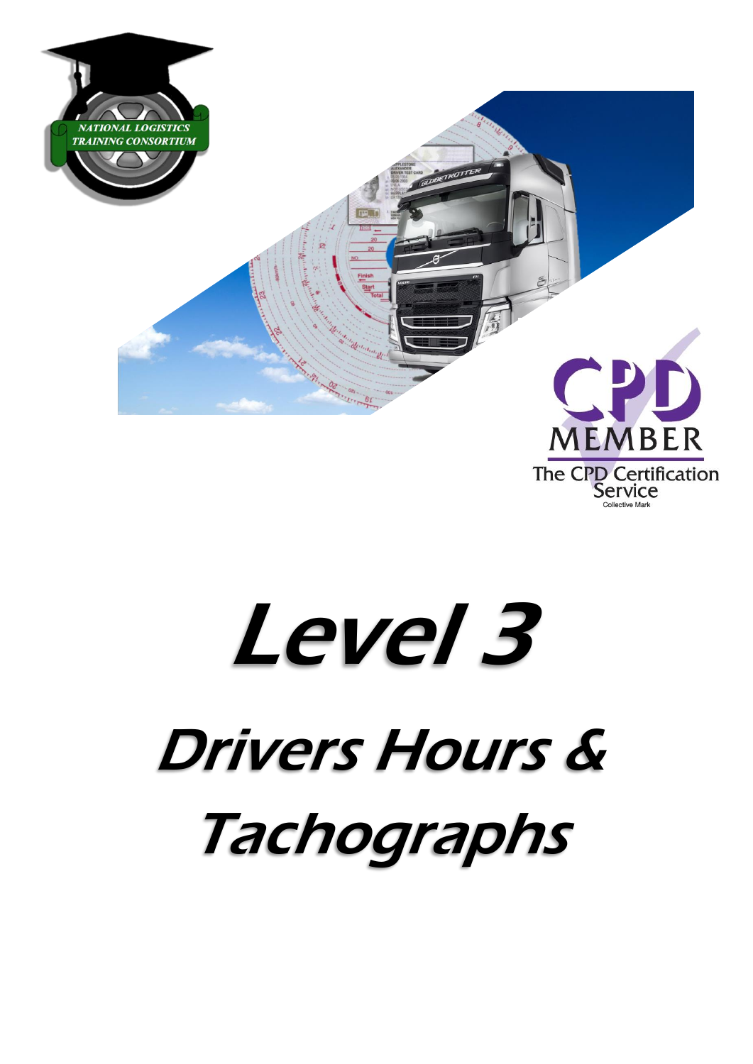NATIONAL LOGISTICS TRAINING CONSORTIUM

CPD MEMBER
The CPD Certification Service
Collective Mark

# Level 3

# Drivers Hours & Tachographs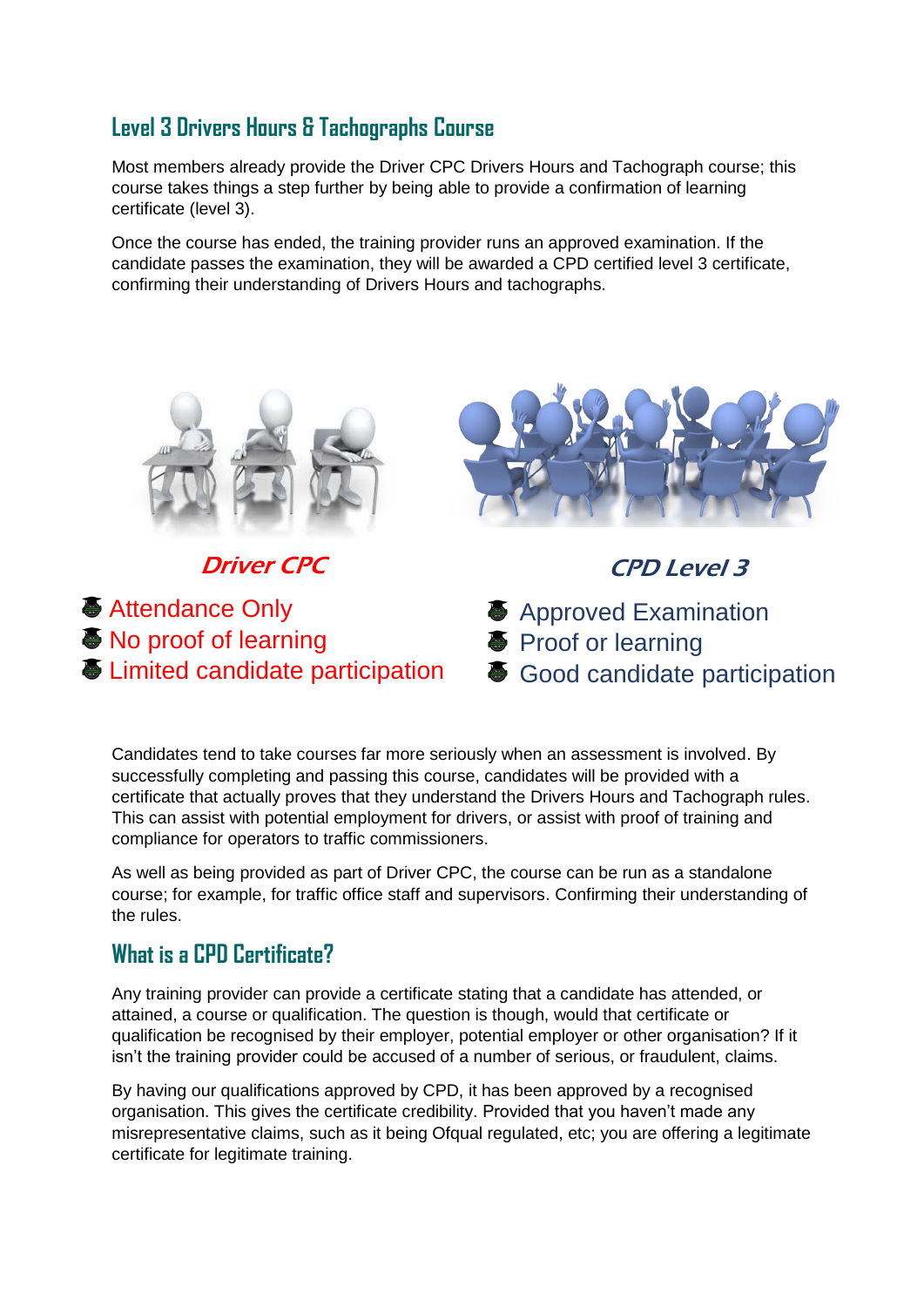## Level 3 Drivers Hours & Tachographs Course

Most members already provide the Driver CPC Drivers Hours and Tachograph course; this course takes things a step further by being able to provide a confirmation of learning certificate (level 3).

Once the course has ended, the training provider runs an approved examination. If the candidate passes the examination, they will be awarded a CPD certified level 3 certificate, confirming their understanding of Drivers Hours and tachographs.

***Driver CPC***

- Attendance Only
- No proof of learning
- Limited candidate participation

***CPD Level 3***

- Approved Examination
- Proof or learning
- Good candidate participation

Candidates tend to take courses far more seriously when an assessment is involved. By successfully completing and passing this course, candidates will be provided with a certificate that actually proves that they understand the Drivers Hours and Tachograph rules. This can assist with potential employment for drivers, or assist with proof of training and compliance for operators to traffic commissioners.

As well as being provided as part of Driver CPC, the course can be run as a standalone course; for example, for traffic office staff and supervisors. Confirming their understanding of the rules.

## What is a CPD Certificate?

Any training provider can provide a certificate stating that a candidate has attended, or attained, a course or qualification. The question is though, would that certificate or qualification be recognised by their employer, potential employer or other organisation? If it isn't the training provider could be accused of a number of serious, or fraudulent, claims.

By having our qualifications approved by CPD, it has been approved by a recognised organisation. This gives the certificate credibility. Provided that you haven't made any misrepresentative claims, such as it being Ofqual regulated, etc; you are offering a legitimate certificate for legitimate training.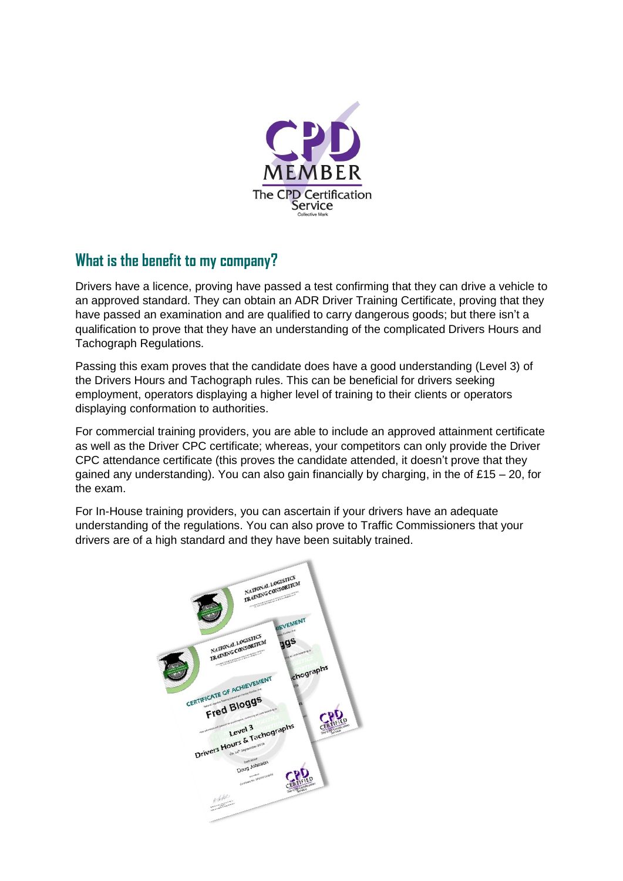## What is the benefit to my company?

Drivers have a licence, proving have passed a test confirming that they can drive a vehicle to an approved standard. They can obtain an ADR Driver Training Certificate, proving that they have passed an examination and are qualified to carry dangerous goods; but there isn't a qualification to prove that they have an understanding of the complicated Drivers Hours and Tachograph Regulations.

Passing this exam proves that the candidate does have a good understanding (Level 3) of the Drivers Hours and Tachograph rules. This can be beneficial for drivers seeking employment, operators displaying a higher level of training to their clients or operators displaying conformation to authorities.

For commercial training providers, you are able to include an approved attainment certificate as well as the Driver CPC certificate; whereas, your competitors can only provide the Driver CPC attendance certificate (this proves the candidate attended, it doesn't prove that they gained any understanding). You can also gain financially by charging, in the of £15 – 20, for the exam.

For In-House training providers, you can ascertain if your drivers have an adequate understanding of the regulations. You can also prove to Traffic Commissioners that your drivers are of a high standard and they have been suitably trained.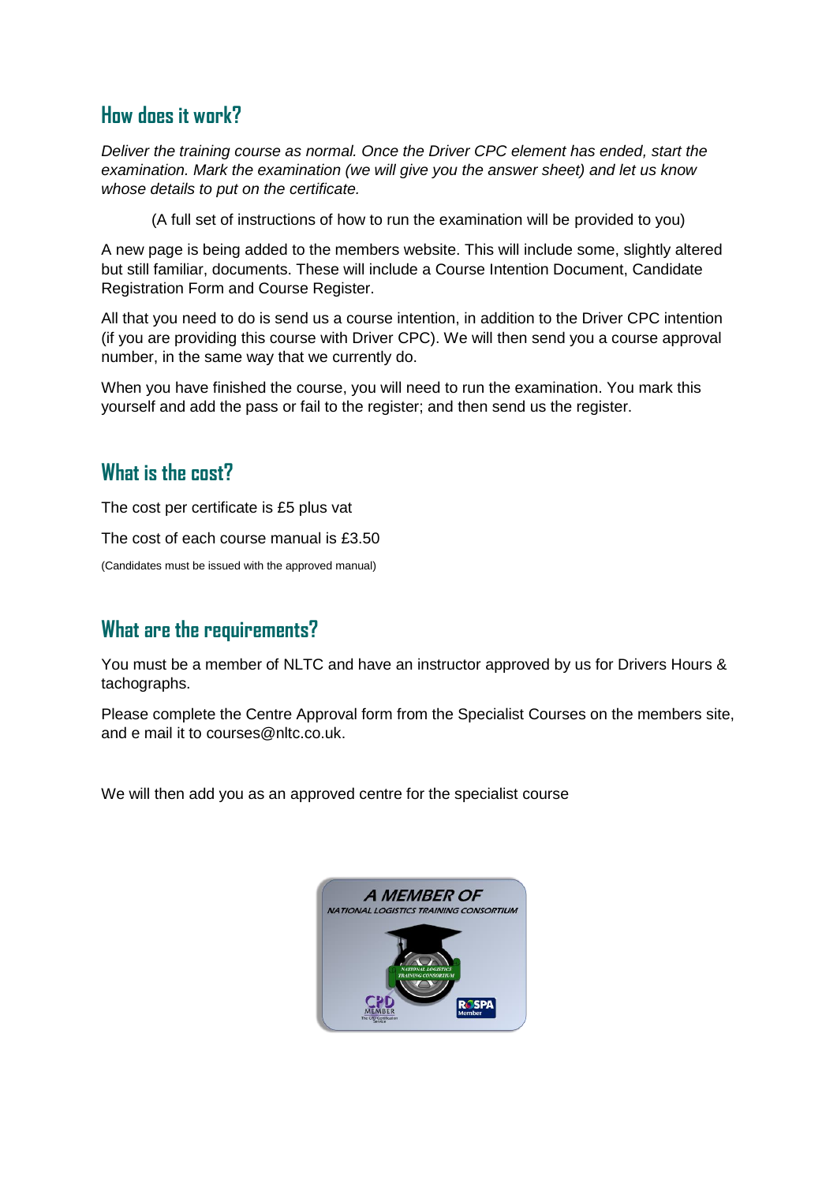## How does it work?

*Deliver the training course as normal. Once the Driver CPC element has ended, start the examination. Mark the examination (we will give you the answer sheet) and let us know whose details to put on the certificate.*

(A full set of instructions of how to run the examination will be provided to you)

A new page is being added to the members website. This will include some, slightly altered but still familiar, documents. These will include a Course Intention Document, Candidate Registration Form and Course Register.

All that you need to do is send us a course intention, in addition to the Driver CPC intention (if you are providing this course with Driver CPC). We will then send you a course approval number, in the same way that we currently do.

When you have finished the course, you will need to run the examination. You mark this yourself and add the pass or fail to the register; and then send us the register.

## What is the cost?

The cost per certificate is £5 plus vat

The cost of each course manual is £3.50

(Candidates must be issued with the approved manual)

## What are the requirements?

You must be a member of NLTC and have an instructor approved by us for Drivers Hours & tachographs.

Please complete the Centre Approval form from the Specialist Courses on the members site, and e mail it to courses@nltc.co.uk.

We will then add you as an approved centre for the specialist course